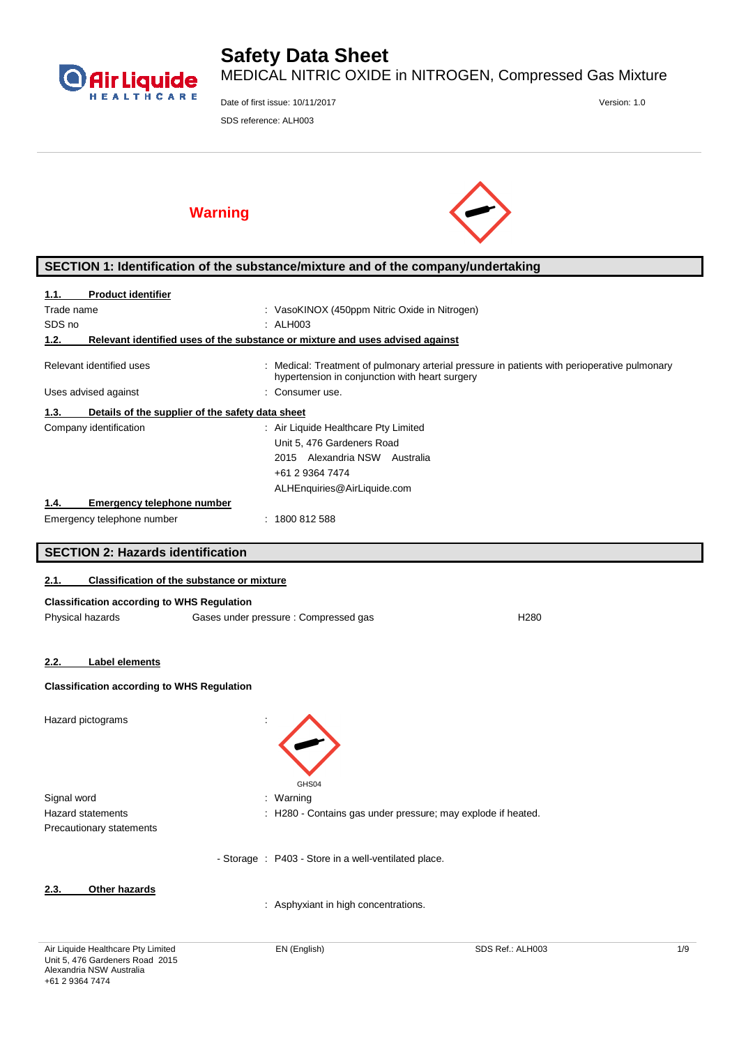# Safety Data Sheet

MEDICAL NITRIC OXIDE in NITROGEN, Compressed Gas Mixture

Date of first issue: 10/11/2017

Version: 1.0

SDS reference: ALH003

**Warning**

## SECTION 1: Identification of the substance/mixture and of the company/undertaking

### 1.1. Product identifier

| | |
|---|---|
| Trade name | : VasoKINOX (450ppm Nitric Oxide in Nitrogen) |
| SDS no | : ALH003 |

### 1.2. Relevant identified uses of the substance or mixture and uses advised against

| | |
|---|---|
| Relevant identified uses | : Medical: Treatment of pulmonary arterial pressure in patients with perioperative pulmonary hypertension in conjunction with heart surgery |
| Uses advised against | : Consumer use. |

### 1.3. Details of the supplier of the safety data sheet

Company identification : Air Liquide Healthcare Pty Limited
Unit 5, 476 Gardeners Road
2015 Alexandria NSW Australia
+61 2 9364 7474
ALHEnquiries@AirLiquide.com

### 1.4. Emergency telephone number

Emergency telephone number : 1800 812 588

## SECTION 2: Hazards identification

### 2.1. Classification of the substance or mixture

**Classification according to WHS Regulation**

| | | |
|---|---|---|
| Physical hazards | Gases under pressure : Compressed gas | H280 |

### 2.2. Label elements

**Classification according to WHS Regulation**

Hazard pictograms :

GHS04

| | |
|---|---|
| Signal word | : Warning |
| Hazard statements | : H280 - Contains gas under pressure; may explode if heated. |
| Precautionary statements | |
| - Storage | : P403 - Store in a well-ventilated place. |

### 2.3. Other hazards

: Asphyxiant in high concentrations.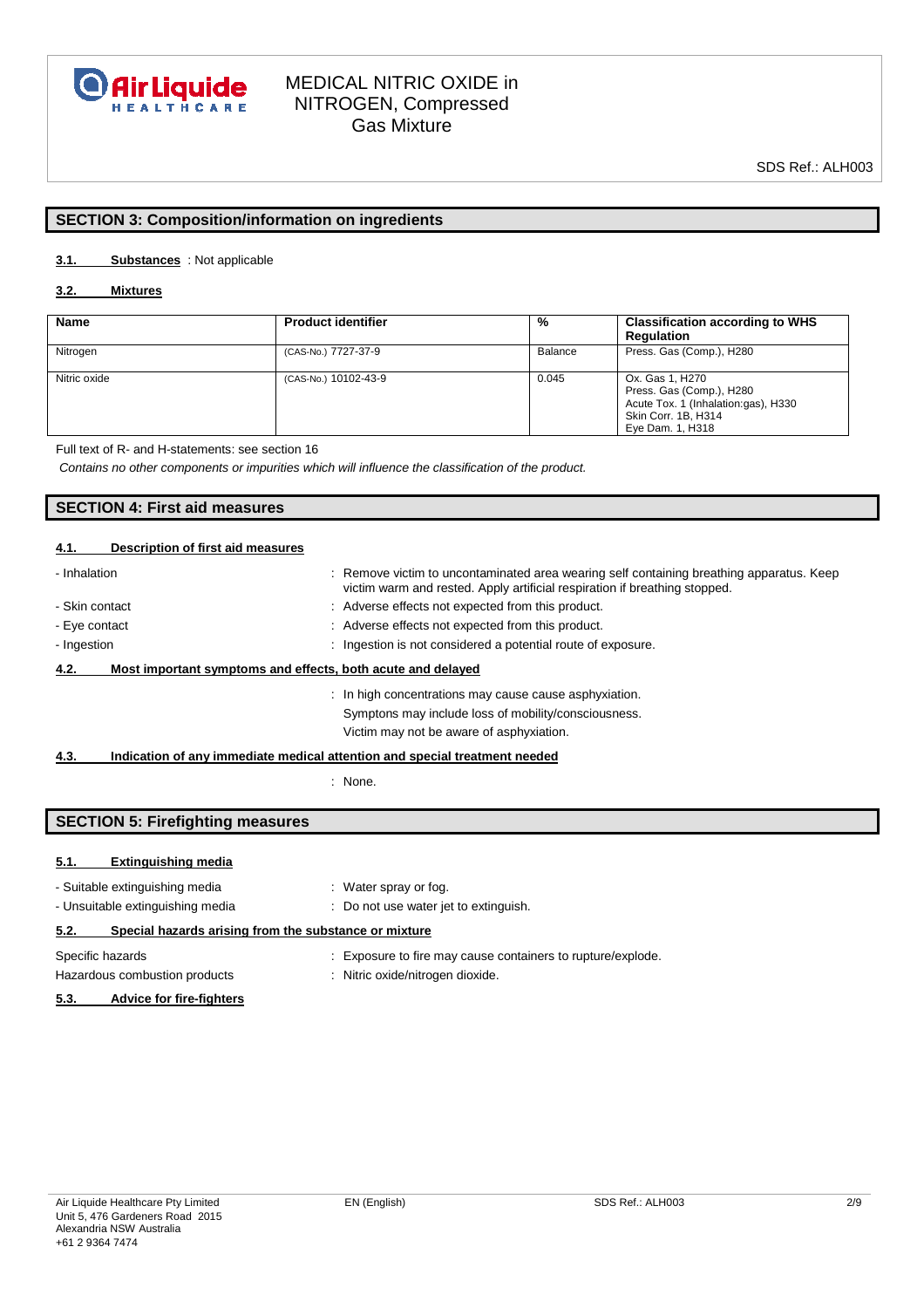## SECTION 3: Composition/information on ingredients

**3.1. Substances** : Not applicable

**3.2. Mixtures**

| Name | Product identifier | % | Classification according to WHS Regulation |
|---|---|---|---|
| Nitrogen | (CAS-No.) 7727-37-9 | Balance | Press. Gas (Comp.), H280 |
| Nitric oxide | (CAS-No.) 10102-43-9 | 0.045 | Ox. Gas 1, H270<br>Press. Gas (Comp.), H280<br>Acute Tox. 1 (Inhalation:gas), H330<br>Skin Corr. 1B, H314<br>Eye Dam. 1, H318 |

Full text of R- and H-statements: see section 16

*Contains no other components or impurities which will influence the classification of the product.*

## SECTION 4: First aid measures

**4.1. Description of first aid measures**

- Inhalation : Remove victim to uncontaminated area wearing self containing breathing apparatus. Keep victim warm and rested. Apply artificial respiration if breathing stopped.
- Skin contact : Adverse effects not expected from this product.
- Eye contact : Adverse effects not expected from this product.
- Ingestion : Ingestion is not considered a potential route of exposure.

**4.2. Most important symptoms and effects, both acute and delayed**

: In high concentrations may cause cause asphyxiation.
Symptons may include loss of mobility/consciousness.
Victim may not be aware of asphyxiation.

**4.3. Indication of any immediate medical attention and special treatment needed**

: None.

## SECTION 5: Firefighting measures

**5.1. Extinguishing media**

- Suitable extinguishing media : Water spray or fog.
- Unsuitable extinguishing media : Do not use water jet to extinguish.

**5.2. Special hazards arising from the substance or mixture**

Specific hazards : Exposure to fire may cause containers to rupture/explode.

Hazardous combustion products : Nitric oxide/nitrogen dioxide.

**5.3. Advice for fire-fighters**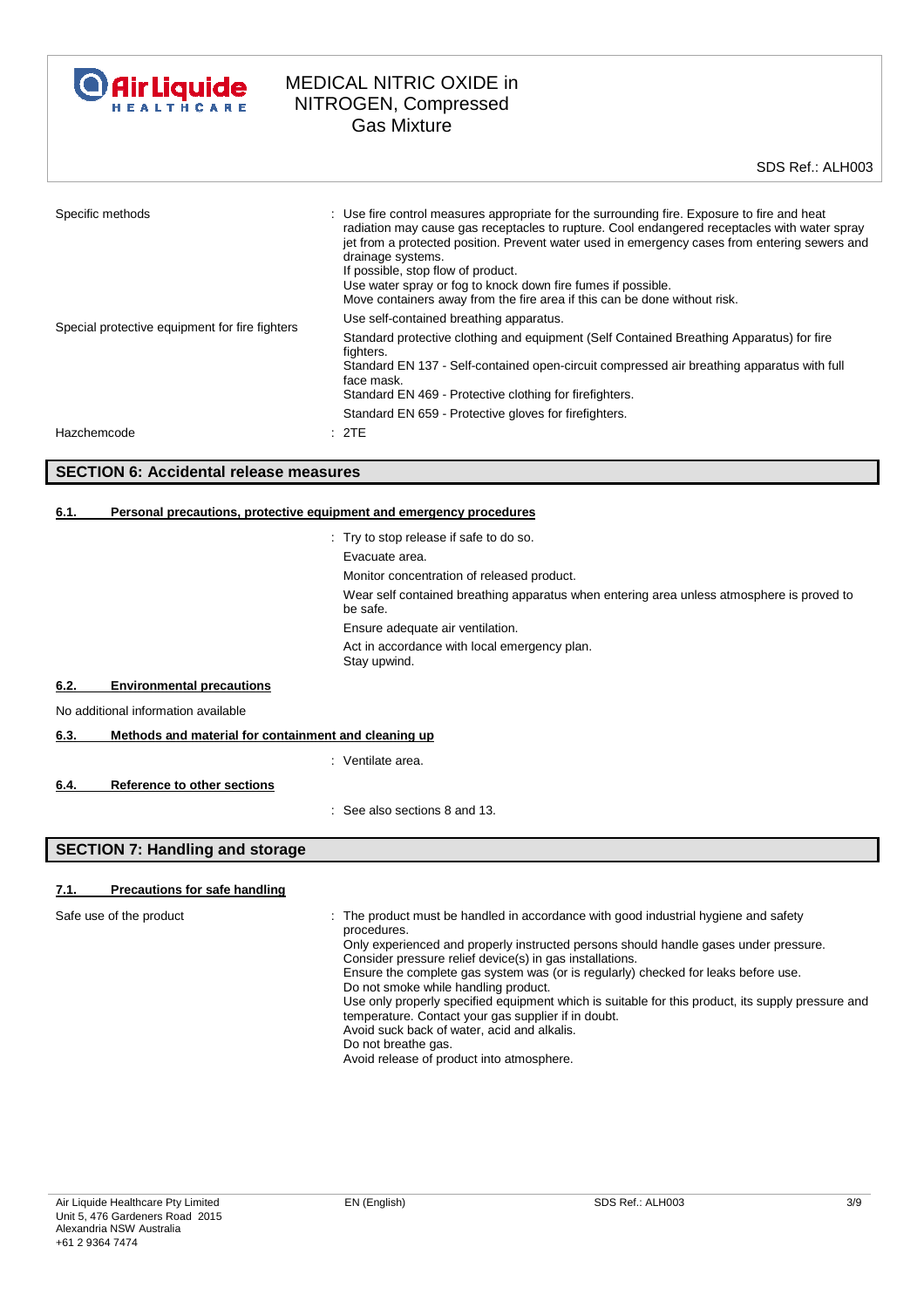| | |
|---|---|
| Specific methods | : Use fire control measures appropriate for the surrounding fire. Exposure to fire and heat radiation may cause gas receptacles to rupture. Cool endangered receptacles with water spray jet from a protected position. Prevent water used in emergency cases from entering sewers and drainage systems.<br>If possible, stop flow of product.<br>Use water spray or fog to knock down fire fumes if possible.<br>Move containers away from the fire area if this can be done without risk. |
| Special protective equipment for fire fighters | Use self-contained breathing apparatus.<br>Standard protective clothing and equipment (Self Contained Breathing Apparatus) for fire fighters.<br>Standard EN 137 - Self-contained open-circuit compressed air breathing apparatus with full face mask.<br>Standard EN 469 - Protective clothing for firefighters.<br>Standard EN 659 - Protective gloves for firefighters. |
| Hazchemcode | : 2TE |

## SECTION 6: Accidental release measures

### 6.1. Personal precautions, protective equipment and emergency procedures

: Try to stop release if safe to do so.

Evacuate area.

Monitor concentration of released product.

Wear self contained breathing apparatus when entering area unless atmosphere is proved to be safe.

Ensure adequate air ventilation.

Act in accordance with local emergency plan.
Stay upwind.

### 6.2. Environmental precautions

No additional information available

### 6.3. Methods and material for containment and cleaning up

: Ventilate area.

### 6.4. Reference to other sections

: See also sections 8 and 13.

## SECTION 7: Handling and storage

### 7.1. Precautions for safe handling

| | |
|---|---|
| Safe use of the product | : The product must be handled in accordance with good industrial hygiene and safety procedures.<br>Only experienced and properly instructed persons should handle gases under pressure.<br>Consider pressure relief device(s) in gas installations.<br>Ensure the complete gas system was (or is regularly) checked for leaks before use.<br>Do not smoke while handling product.<br>Use only properly specified equipment which is suitable for this product, its supply pressure and temperature. Contact your gas supplier if in doubt.<br>Avoid suck back of water, acid and alkalis.<br>Do not breathe gas.<br>Avoid release of product into atmosphere. |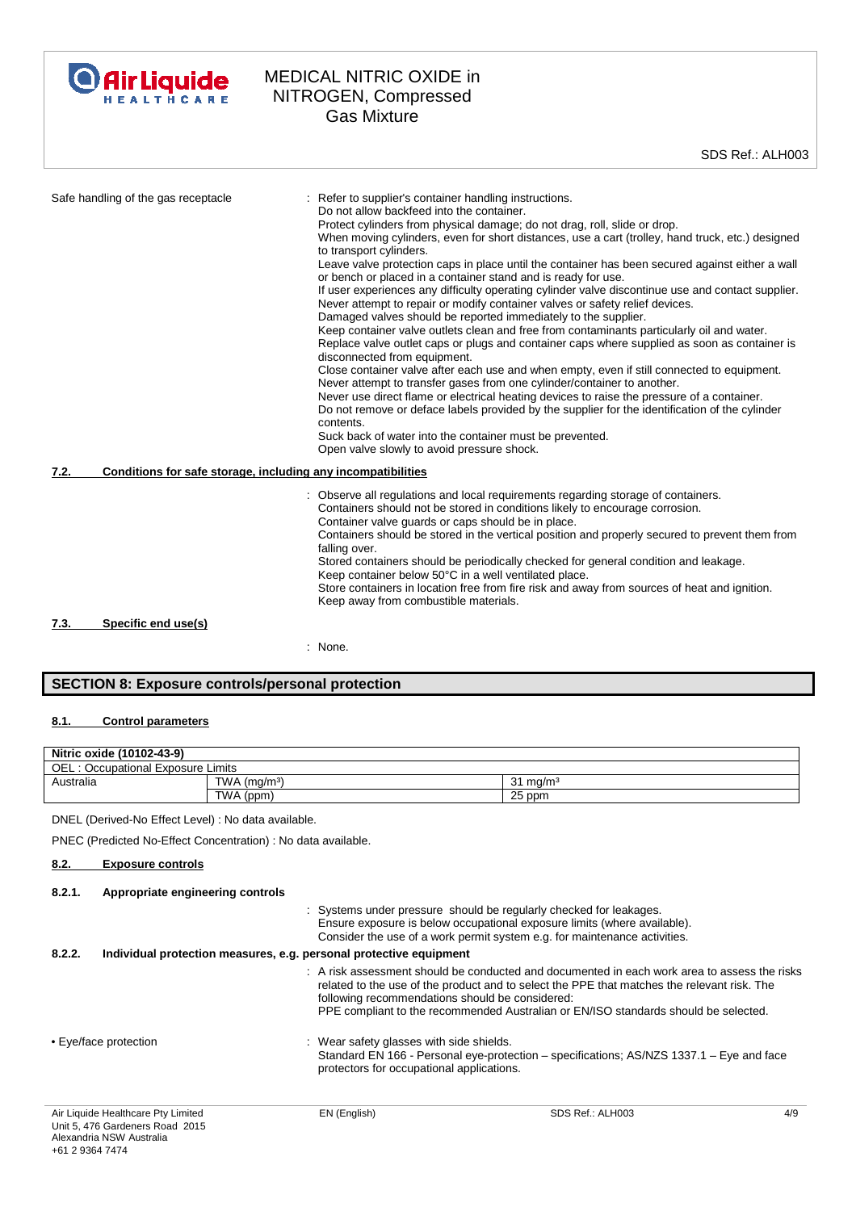Safe handling of the gas receptacle : Refer to supplier's container handling instructions.
Do not allow backfeed into the container.
Protect cylinders from physical damage; do not drag, roll, slide or drop.
When moving cylinders, even for short distances, use a cart (trolley, hand truck, etc.) designed to transport cylinders.
Leave valve protection caps in place until the container has been secured against either a wall or bench or placed in a container stand and is ready for use.
If user experiences any difficulty operating cylinder valve discontinue use and contact supplier.
Never attempt to repair or modify container valves or safety relief devices.
Damaged valves should be reported immediately to the supplier.
Keep container valve outlets clean and free from contaminants particularly oil and water.
Replace valve outlet caps or plugs and container caps where supplied as soon as container is disconnected from equipment.
Close container valve after each use and when empty, even if still connected to equipment.
Never attempt to transfer gases from one cylinder/container to another.
Never use direct flame or electrical heating devices to raise the pressure of a container.
Do not remove or deface labels provided by the supplier for the identification of the cylinder contents.
Suck back of water into the container must be prevented.
Open valve slowly to avoid pressure shock.

### 7.2. Conditions for safe storage, including any incompatibilities

: Observe all regulations and local requirements regarding storage of containers.
Containers should not be stored in conditions likely to encourage corrosion.
Container valve guards or caps should be in place.
Containers should be stored in the vertical position and properly secured to prevent them from falling over.
Stored containers should be periodically checked for general condition and leakage.
Keep container below 50°C in a well ventilated place.
Store containers in location free from fire risk and away from sources of heat and ignition.
Keep away from combustible materials.

### 7.3. Specific end use(s)

: None.

## SECTION 8: Exposure controls/personal protection

### 8.1. Control parameters

| Nitric oxide (10102-43-9) | | |
|---|---|---|
| OEL : Occupational Exposure Limits | | |
| Australia | TWA ($mg/m^3$) | 31 $mg/m^3$ |
| | TWA (ppm) | 25 ppm |

DNEL (Derived-No Effect Level) : No data available.

PNEC (Predicted No-Effect Concentration) : No data available.

### 8.2. Exposure controls

#### 8.2.1. Appropriate engineering controls

: Systems under pressure should be regularly checked for leakages.
Ensure exposure is below occupational exposure limits (where available).
Consider the use of a work permit system e.g. for maintenance activities.

#### 8.2.2. Individual protection measures, e.g. personal protective equipment

: A risk assessment should be conducted and documented in each work area to assess the risks related to the use of the product and to select the PPE that matches the relevant risk. The following recommendations should be considered:
PPE compliant to the recommended Australian or EN/ISO standards should be selected.

• Eye/face protection : Wear safety glasses with side shields.
Standard EN 166 - Personal eye-protection – specifications; AS/NZS 1337.1 – Eye and face protectors for occupational applications.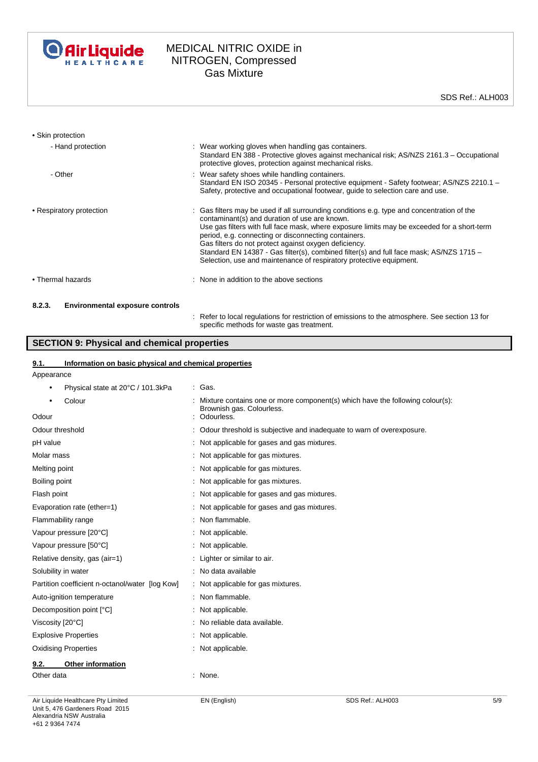• Skin protection

| | |
|---|---|
| - Hand protection | : Wear working gloves when handling gas containers. Standard EN 388 - Protective gloves against mechanical risk; AS/NZS 2161.3 – Occupational protective gloves, protection against mechanical risks. |
| - Other | : Wear safety shoes while handling containers. Standard EN ISO 20345 - Personal protective equipment - Safety footwear; AS/NZS 2210.1 – Safety, protective and occupational footwear, guide to selection care and use. |

• Respiratory protection : Gas filters may be used if all surrounding conditions e.g. type and concentration of the contaminant(s) and duration of use are known.
Use gas filters with full face mask, where exposure limits may be exceeded for a short-term period, e.g. connecting or disconnecting containers.
Gas filters do not protect against oxygen deficiency.
Standard EN 14387 - Gas filter(s), combined filter(s) and full face mask; AS/NZS 1715 – Selection, use and maintenance of respiratory protective equipment.

• Thermal hazards : None in addition to the above sections

**8.2.3. Environmental exposure controls**

: Refer to local regulations for restriction of emissions to the atmosphere. See section 13 for specific methods for waste gas treatment.

## SECTION 9: Physical and chemical properties

### 9.1. Information on basic physical and chemical properties

Appearance

| | |
|---|---|
| • Physical state at 20°C / 101.3kPa | : Gas. |
| • Colour | : Mixture contains one or more component(s) which have the following colour(s): Brownish gas. Colourless. |
| Odour | : Odourless. |
| Odour threshold | : Odour threshold is subjective and inadequate to warn of overexposure. |
| pH value | : Not applicable for gases and gas mixtures. |
| Molar mass | : Not applicable for gas mixtures. |
| Melting point | : Not applicable for gas mixtures. |
| Boiling point | : Not applicable for gas mixtures. |
| Flash point | : Not applicable for gases and gas mixtures. |
| Evaporation rate (ether=1) | : Not applicable for gases and gas mixtures. |
| Flammability range | : Non flammable. |
| Vapour pressure [20°C] | : Not applicable. |
| Vapour pressure [50°C] | : Not applicable. |
| Relative density, gas (air=1) | : Lighter or similar to air. |
| Solubility in water | : No data available |
| Partition coefficient n-octanol/water [log Kow] | : Not applicable for gas mixtures. |
| Auto-ignition temperature | : Non flammable. |
| Decomposition point [°C] | : Not applicable. |
| Viscosity [20°C] | : No reliable data available. |
| Explosive Properties | : Not applicable. |
| Oxidising Properties | : Not applicable. |

### 9.2. Other information

Other data : None.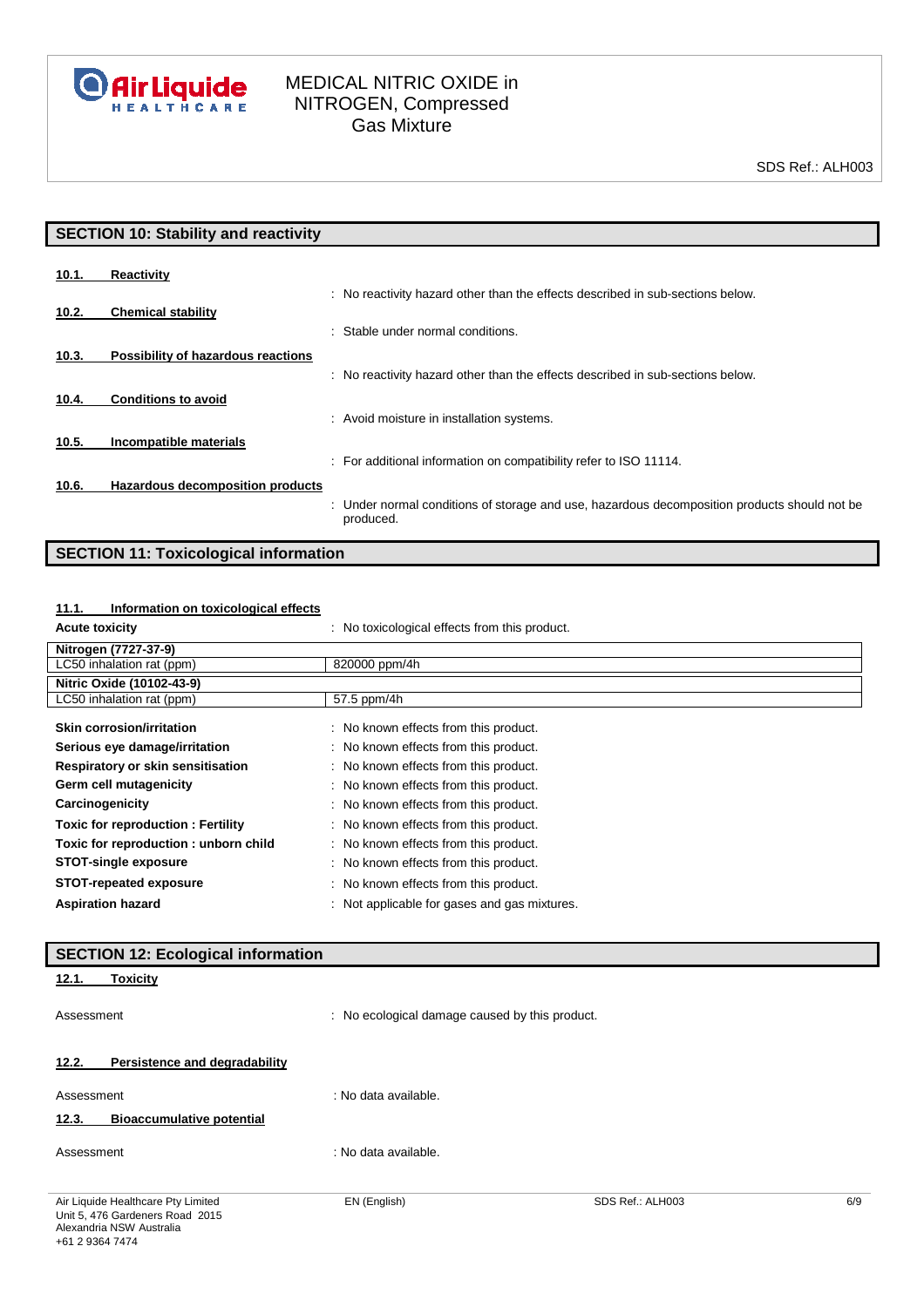## SECTION 10: Stability and reactivity

**10.1. Reactivity**

: No reactivity hazard other than the effects described in sub-sections below.

**10.2. Chemical stability**

: Stable under normal conditions.

**10.3. Possibility of hazardous reactions**

: No reactivity hazard other than the effects described in sub-sections below.

**10.4. Conditions to avoid**

: Avoid moisture in installation systems.

**10.5. Incompatible materials**

: For additional information on compatibility refer to ISO 11114.

**10.6. Hazardous decomposition products**

: Under normal conditions of storage and use, hazardous decomposition products should not be produced.

## SECTION 11: Toxicological information

**11.1. Information on toxicological effects**

**Acute toxicity** : No toxicological effects from this product.

| **Nitrogen (7727-37-9)** | |
|---|---|
| LC50 inhalation rat (ppm) | 820000 ppm/4h |

| **Nitric Oxide (10102-43-9)** | |
|---|---|
| LC50 inhalation rat (ppm) | 57.5 ppm/4h |

**Skin corrosion/irritation** : No known effects from this product.

**Serious eye damage/irritation** : No known effects from this product.

**Respiratory or skin sensitisation** : No known effects from this product.

**Germ cell mutagenicity** : No known effects from this product.

**Carcinogenicity** : No known effects from this product.

**Toxic for reproduction : Fertility** : No known effects from this product.

**Toxic for reproduction : unborn child** : No known effects from this product.

**STOT-single exposure** : No known effects from this product.

**STOT-repeated exposure** : No known effects from this product.

**Aspiration hazard** : Not applicable for gases and gas mixtures.

## SECTION 12: Ecological information

**12.1. Toxicity**

Assessment : No ecological damage caused by this product.

**12.2. Persistence and degradability**

Assessment : No data available.

**12.3. Bioaccumulative potential**

Assessment : No data available.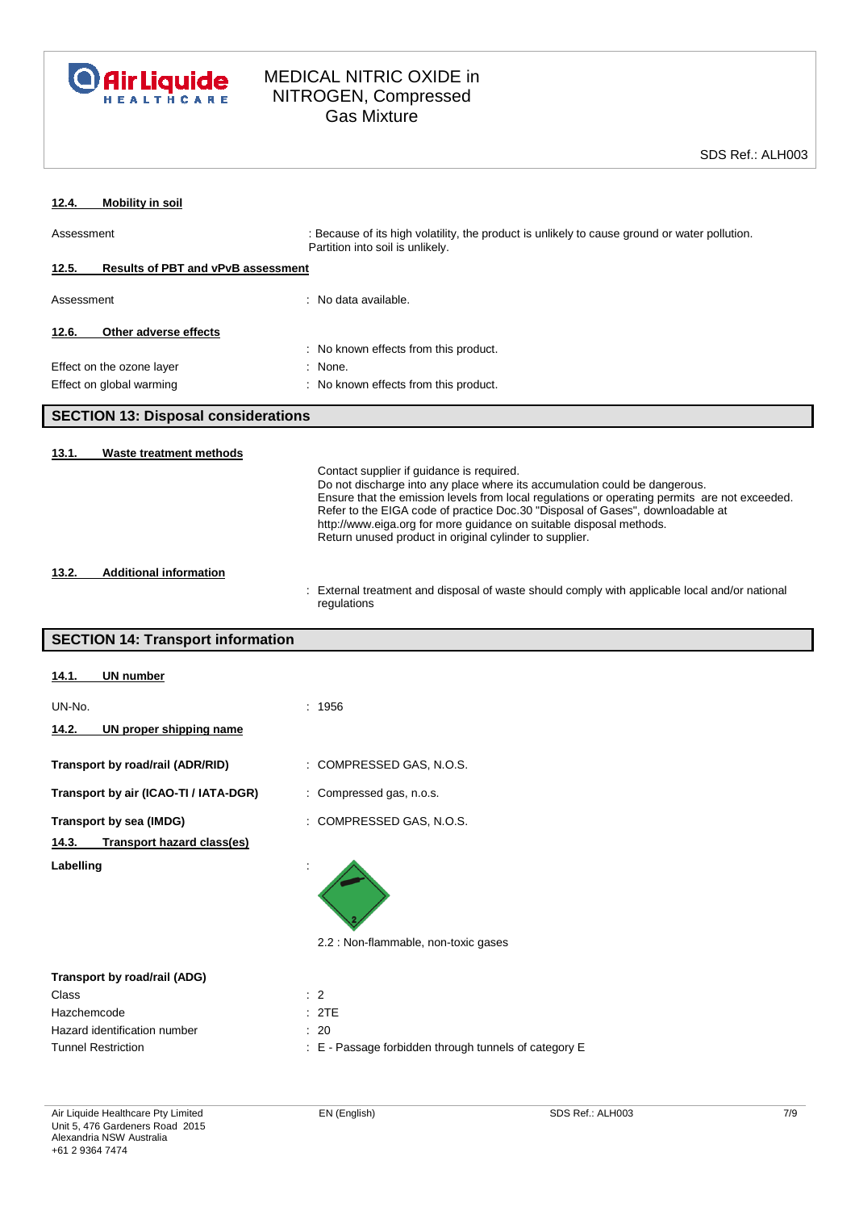#### 12.4. Mobility in soil

| | |
|---|---|
| Assessment | : Because of its high volatility, the product is unlikely to cause ground or water pollution. Partition into soil is unlikely. |

#### 12.5. Results of PBT and vPvB assessment

| | |
|---|---|
| Assessment | : No data available. |

#### 12.6. Other adverse effects

| | |
|---|---|
| | : No known effects from this product. |
| Effect on the ozone layer | : None. |
| Effect on global warming | : No known effects from this product. |

## SECTION 13: Disposal considerations

#### 13.1. Waste treatment methods

Contact supplier if guidance is required.
Do not discharge into any place where its accumulation could be dangerous.
Ensure that the emission levels from local regulations or operating permits are not exceeded.
Refer to the EIGA code of practice Doc.30 "Disposal of Gases", downloadable at http://www.eiga.org for more guidance on suitable disposal methods.
Return unused product in original cylinder to supplier.

#### 13.2. Additional information

: External treatment and disposal of waste should comply with applicable local and/or national regulations

## SECTION 14: Transport information

#### 14.1. UN number

| | |
|---|---|
| UN-No. | : 1956 |

#### 14.2. UN proper shipping name

| | |
|---|---|
| **Transport by road/rail (ADR/RID)** | : COMPRESSED GAS, N.O.S. |
| **Transport by air (ICAO-TI / IATA-DGR)** | : Compressed gas, n.o.s. |
| **Transport by sea (IMDG)** | : COMPRESSED GAS, N.O.S. |

#### 14.3. Transport hazard class(es)

**Labelling** :

2.2 : Non-flammable, non-toxic gases

**Transport by road/rail (ADG)**

| | |
|---|---|
| Class | : 2 |
| Hazchemcode | : 2TE |
| Hazard identification number | : 20 |
| Tunnel Restriction | : E - Passage forbidden through tunnels of category E |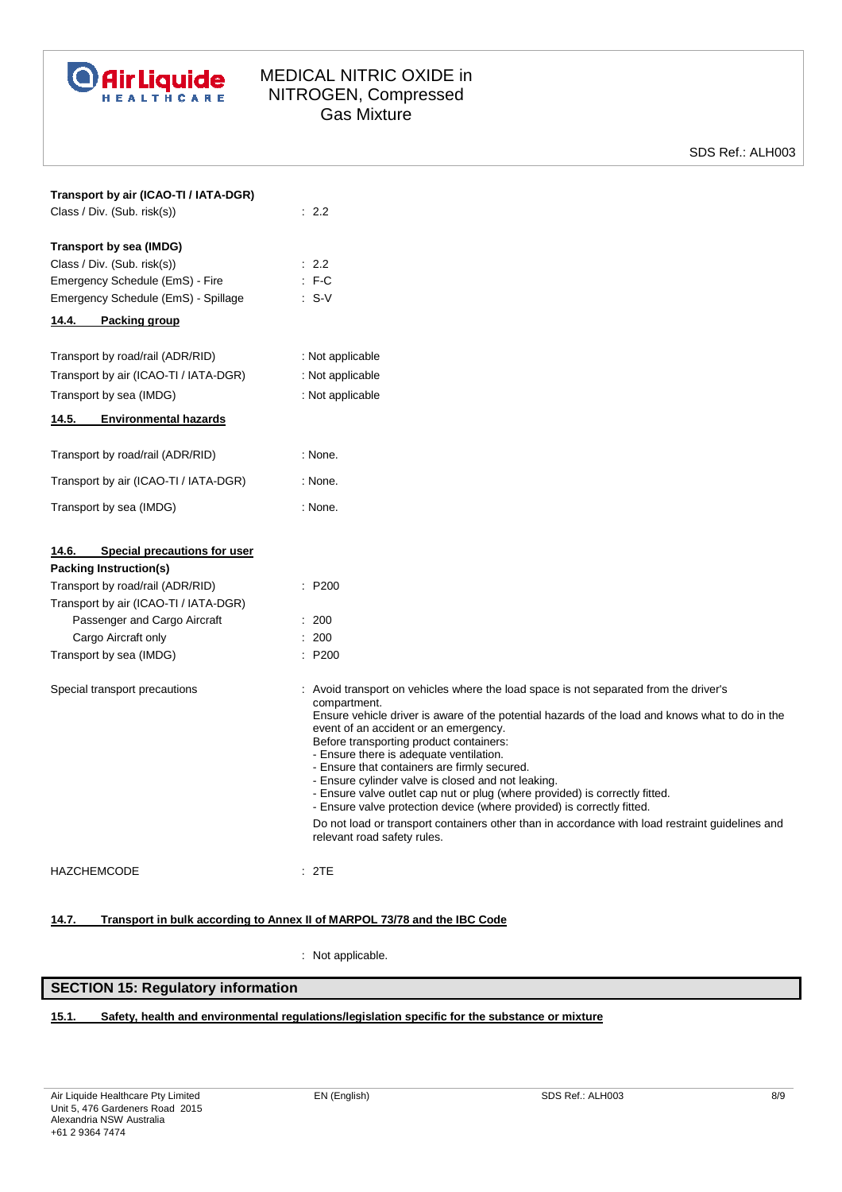**Transport by air (ICAO-TI / IATA-DGR)**

Class / Div. (Sub. risk(s)) : 2.2

**Transport by sea (IMDG)**

Class / Div. (Sub. risk(s)) : 2.2

Emergency Schedule (EmS) - Fire : F-C

Emergency Schedule (EmS) - Spillage : S-V

### 14.4. Packing group

Transport by road/rail (ADR/RID) : Not applicable

Transport by air (ICAO-TI / IATA-DGR) : Not applicable

Transport by sea (IMDG) : Not applicable

### 14.5. Environmental hazards

Transport by road/rail (ADR/RID) : None.

Transport by air (ICAO-TI / IATA-DGR) : None.

Transport by sea (IMDG) : None.

### 14.6. Special precautions for user

**Packing Instruction(s)**

Transport by road/rail (ADR/RID) : P200

Transport by air (ICAO-TI / IATA-DGR)

- Passenger and Cargo Aircraft : 200
- Cargo Aircraft only : 200

Transport by sea (IMDG) : P200

Special transport precautions : Avoid transport on vehicles where the load space is not separated from the driver's compartment.
Ensure vehicle driver is aware of the potential hazards of the load and knows what to do in the event of an accident or an emergency.
Before transporting product containers:
- Ensure there is adequate ventilation.
- Ensure that containers are firmly secured.
- Ensure cylinder valve is closed and not leaking.
- Ensure valve outlet cap nut or plug (where provided) is correctly fitted.
- Ensure valve protection device (where provided) is correctly fitted.

Do not load or transport containers other than in accordance with load restraint guidelines and relevant road safety rules.

HAZCHEMCODE : 2TE

### 14.7. Transport in bulk according to Annex II of MARPOL 73/78 and the IBC Code

: Not applicable.

## SECTION 15: Regulatory information

### 15.1. Safety, health and environmental regulations/legislation specific for the substance or mixture

Air Liquide Healthcare Pty Limited
Unit 5, 476 Gardeners Road 2015
Alexandria NSW Australia
+61 2 9364 7474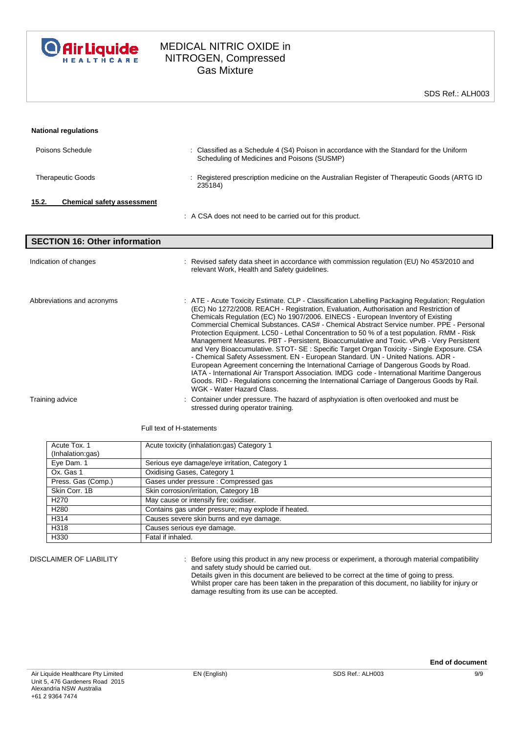**National regulations**

Poisons Schedule : Classified as a Schedule 4 (S4) Poison in accordance with the Standard for the Uniform Scheduling of Medicines and Poisons (SUSMP)

Therapeutic Goods : Registered prescription medicine on the Australian Register of Therapeutic Goods (ARTG ID 235184)

### 15.2. Chemical safety assessment

: A CSA does not need to be carried out for this product.

## SECTION 16: Other information

Indication of changes : Revised safety data sheet in accordance with commission regulation (EU) No 453/2010 and relevant Work, Health and Safety guidelines.

Abbreviations and acronyms : ATE - Acute Toxicity Estimate. CLP - Classification Labelling Packaging Regulation; Regulation (EC) No 1272/2008. REACH - Registration, Evaluation, Authorisation and Restriction of Chemicals Regulation (EC) No 1907/2006. EINECS - European Inventory of Existing Commercial Chemical Substances. CAS# - Chemical Abstract Service number. PPE - Personal Protection Equipment. LC50 - Lethal Concentration to 50 % of a test population. RMM - Risk Management Measures. PBT - Persistent, Bioaccumulative and Toxic. vPvB - Very Persistent and Very Bioaccumulative. STOT- SE : Specific Target Organ Toxicity - Single Exposure. CSA - Chemical Safety Assessment. EN - European Standard. UN - United Nations. ADR - European Agreement concerning the International Carriage of Dangerous Goods by Road. IATA - International Air Transport Association. IMDG code - International Maritime Dangerous Goods. RID - Regulations concerning the International Carriage of Dangerous Goods by Rail. WGK - Water Hazard Class.

Training advice : Container under pressure. The hazard of asphyxiation is often overlooked and must be stressed during operator training.

Full text of H-statements

| | |
|---|---|
| Acute Tox. 1 (Inhalation:gas) | Acute toxicity (inhalation:gas) Category 1 |
| Eye Dam. 1 | Serious eye damage/eye irritation, Category 1 |
| Ox. Gas 1 | Oxidising Gases, Category 1 |
| Press. Gas (Comp.) | Gases under pressure : Compressed gas |
| Skin Corr. 1B | Skin corrosion/irritation, Category 1B |
| H270 | May cause or intensify fire; oxidiser. |
| H280 | Contains gas under pressure; may explode if heated. |
| H314 | Causes severe skin burns and eye damage. |
| H318 | Causes serious eye damage. |
| H330 | Fatal if inhaled. |

DISCLAIMER OF LIABILITY : Before using this product in any new process or experiment, a thorough material compatibility and safety study should be carried out.
Details given in this document are believed to be correct at the time of going to press.
Whilst proper care has been taken in the preparation of this document, no liability for injury or damage resulting from its use can be accepted.

**End of document**